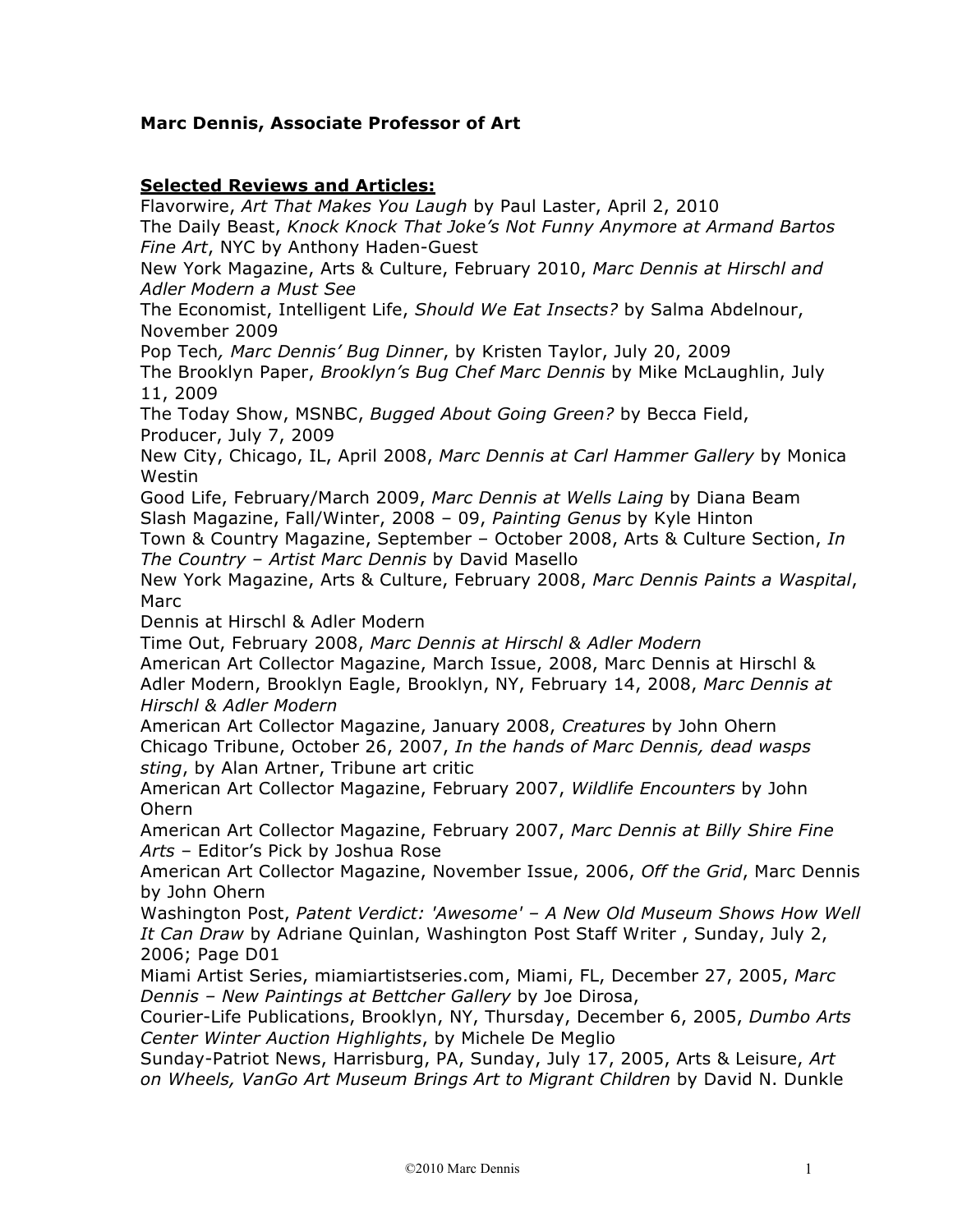**Marc Dennis, Associate Professor of Art**

**Selected Reviews and Articles:**

Flavorwire, *Art That Makes You Laugh* by Paul Laster, April 2, 2010

The Daily Beast, *Knock Knock That Joke's Not Funny Anymore at Armand Bartos Fine Art*, NYC by Anthony Haden-Guest

New York Magazine, Arts & Culture, February 2010, *Marc Dennis at Hirschl and Adler Modern a Must See*

The Economist, Intelligent Life, *Should We Eat Insects?* by Salma Abdelnour, November 2009

Pop Tech*, Marc Dennis' Bug Dinner*, by Kristen Taylor, July 20, 2009

The Brooklyn Paper, *Brooklyn's Bug Chef Marc Dennis* by Mike McLaughlin, July 11, 2009

The Today Show, MSNBC, *Bugged About Going Green?* by Becca Field, Producer, July 7, 2009

New City, Chicago, IL, April 2008, *Marc Dennis at Carl Hammer Gallery* by Monica Westin

Good Life, February/March 2009, *Marc Dennis at Wells Laing* by Diana Beam

Slash Magazine, Fall/Winter, 2008 – 09, *Painting Genus* by Kyle Hinton

Town & Country Magazine, September – October 2008, Arts & Culture Section, *In The Country – Artist Marc Dennis* by David Masello

New York Magazine, Arts & Culture, February 2008, *Marc Dennis Paints a Waspital*, Marc Dennis at Hirschl & Adler Modern

Time Out, February 2008, *Marc Dennis at Hirschl & Adler Modern*

American Art Collector Magazine, March Issue, 2008, Marc Dennis at Hirschl & Adler Modern, Brooklyn Eagle, Brooklyn, NY, February 14, 2008, *Marc Dennis at Hirschl & Adler Modern*

American Art Collector Magazine, January 2008, *Creatures* by John Ohern

Chicago Tribune, October 26, 2007, *In the hands of Marc Dennis, dead wasps sting*, by Alan Artner, Tribune art critic

American Art Collector Magazine, February 2007, *Wildlife Encounters* by John Ohern

American Art Collector Magazine, February 2007, *Marc Dennis at Billy Shire Fine Arts* – Editor's Pick by Joshua Rose

American Art Collector Magazine, November Issue, 2006, *Off the Grid*, Marc Dennis by John Ohern

Washington Post, *Patent Verdict: 'Awesome' – A New Old Museum Shows How Well It Can Draw* by Adriane Quinlan, Washington Post Staff Writer , Sunday, July 2, 2006; Page D01

Miami Artist Series, miamiartistseries.com, Miami, FL, December 27, 2005, *Marc Dennis – New Paintings at Bettcher Gallery* by Joe Dirosa,

Courier-Life Publications, Brooklyn, NY, Thursday, December 6, 2005, *Dumbo Arts Center Winter Auction Highlights*, by Michele De Meglio

Sunday-Patriot News, Harrisburg, PA, Sunday, July 17, 2005, Arts & Leisure, *Art on Wheels, VanGo Art Museum Brings Art to Migrant Children* by David N. Dunkle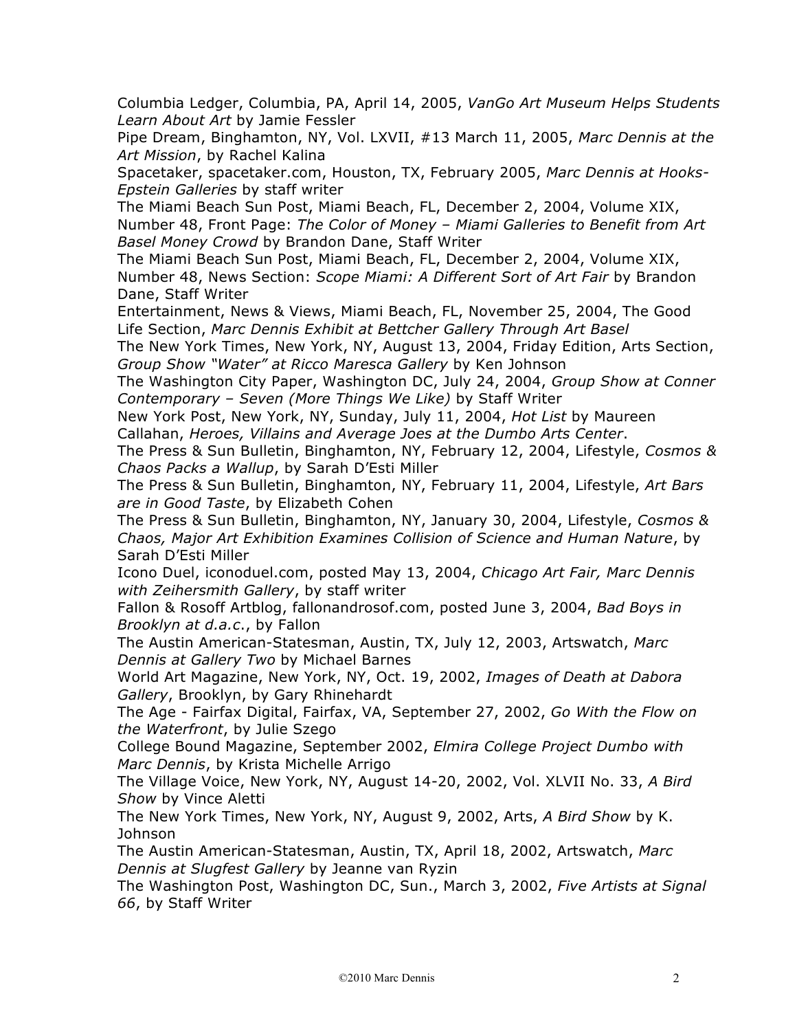Columbia Ledger, Columbia, PA, April 14, 2005, *VanGo Art Museum Helps Students Learn About Art* by Jamie Fessler

Pipe Dream, Binghamton, NY, Vol. LXVII, #13 March 11, 2005, *Marc Dennis at the Art Mission*, by Rachel Kalina

Spacetaker, spacetaker.com, Houston, TX, February 2005, *Marc Dennis at Hooks-Epstein Galleries* by staff writer

The Miami Beach Sun Post, Miami Beach, FL, December 2, 2004, Volume XIX, Number 48, Front Page: *The Color of Money – Miami Galleries to Benefit from Art Basel Money Crowd* by Brandon Dane, Staff Writer

The Miami Beach Sun Post, Miami Beach, FL, December 2, 2004, Volume XIX, Number 48, News Section: *Scope Miami: A Different Sort of Art Fair* by Brandon Dane, Staff Writer

Entertainment, News & Views, Miami Beach, FL, November 25, 2004, The Good Life Section, *Marc Dennis Exhibit at Bettcher Gallery Through Art Basel*

The New York Times, New York, NY, August 13, 2004, Friday Edition, Arts Section, *Group Show "Water" at Ricco Maresca Gallery* by Ken Johnson

The Washington City Paper, Washington DC, July 24, 2004, *Group Show at Conner Contemporary – Seven (More Things We Like)* by Staff Writer

New York Post, New York, NY, Sunday, July 11, 2004, *Hot List* by Maureen Callahan, *Heroes, Villains and Average Joes at the Dumbo Arts Center*.

The Press & Sun Bulletin, Binghamton, NY, February 12, 2004, Lifestyle, *Cosmos & Chaos Packs a Wallup*, by Sarah D'Esti Miller

The Press & Sun Bulletin, Binghamton, NY, February 11, 2004, Lifestyle, *Art Bars are in Good Taste*, by Elizabeth Cohen

The Press & Sun Bulletin, Binghamton, NY, January 30, 2004, Lifestyle, *Cosmos & Chaos, Major Art Exhibition Examines Collision of Science and Human Nature*, by Sarah D'Esti Miller

Icono Duel, iconoduel.com, posted May 13, 2004, *Chicago Art Fair, Marc Dennis with Zeihersmith Gallery*, by staff writer

Fallon & Rosoff Artblog, fallonandrosof.com, posted June 3, 2004, *Bad Boys in Brooklyn at d.a.c.*, by Fallon

The Austin American-Statesman, Austin, TX, July 12, 2003, Artswatch, *Marc Dennis at Gallery Two* by Michael Barnes

World Art Magazine, New York, NY, Oct. 19, 2002, *Images of Death at Dabora Gallery*, Brooklyn, by Gary Rhinehardt

The Age - Fairfax Digital, Fairfax, VA, September 27, 2002, *Go With the Flow on the Waterfront*, by Julie Szego

College Bound Magazine, September 2002, *Elmira College Project Dumbo with Marc Dennis*, by Krista Michelle Arrigo

The Village Voice, New York, NY, August 14-20, 2002, Vol. XLVII No. 33, *A Bird Show* by Vince Aletti

The New York Times, New York, NY, August 9, 2002, Arts, *A Bird Show* by K. Johnson

The Austin American-Statesman, Austin, TX, April 18, 2002, Artswatch, *Marc Dennis at Slugfest Gallery* by Jeanne van Ryzin

The Washington Post, Washington DC, Sun., March 3, 2002, *Five Artists at Signal 66*, by Staff Writer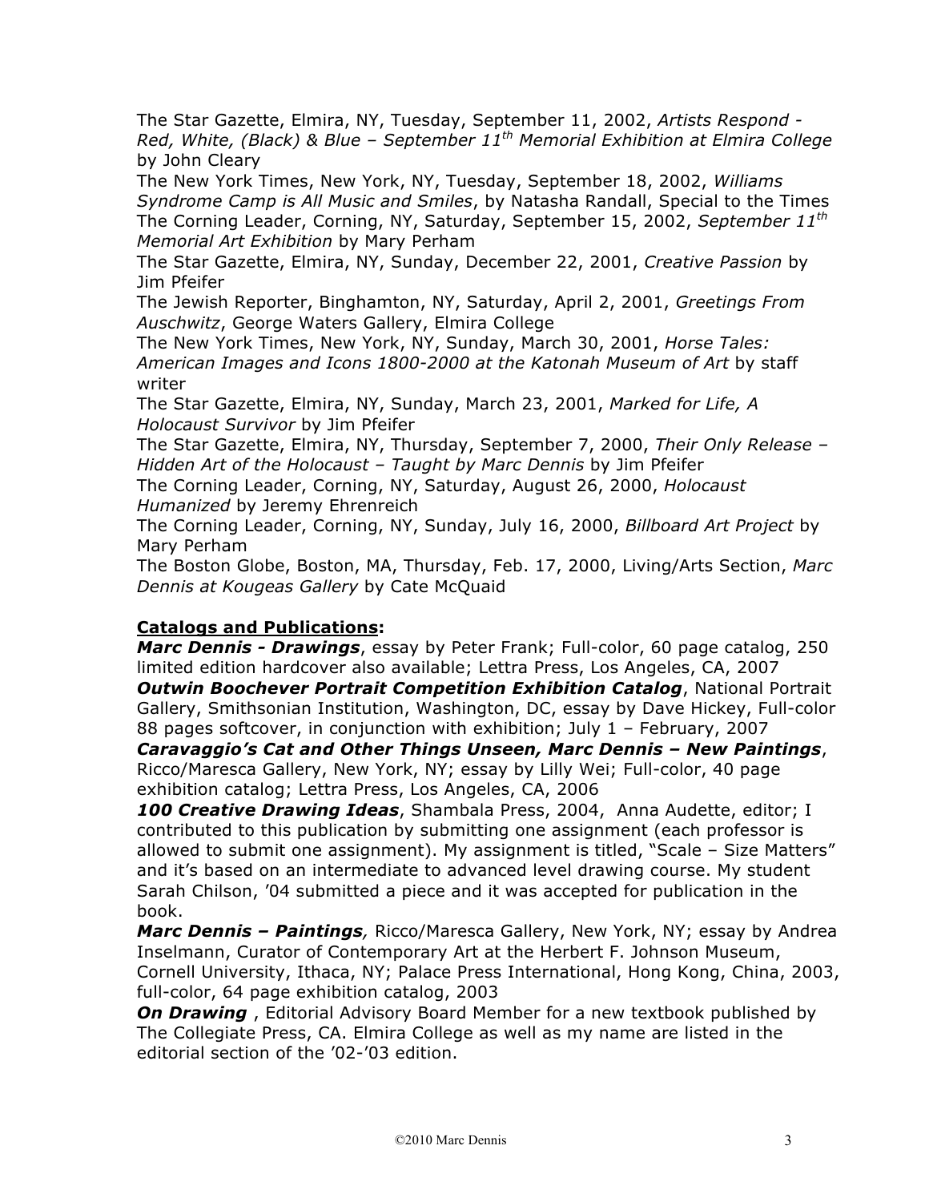The Star Gazette, Elmira, NY, Tuesday, September 11, 2002, *Artists Respond - Red, White, (Black) & Blue – September 11th Memorial Exhibition at Elmira College* by John Cleary

The New York Times, New York, NY, Tuesday, September 18, 2002, *Williams Syndrome Camp is All Music and Smiles*, by Natasha Randall, Special to the Times

The Corning Leader, Corning, NY, Saturday, September 15, 2002, *September 11th Memorial Art Exhibition* by Mary Perham

The Star Gazette, Elmira, NY, Sunday, December 22, 2001, *Creative Passion* by Jim Pfeifer

The Jewish Reporter, Binghamton, NY, Saturday, April 2, 2001, *Greetings From Auschwitz*, George Waters Gallery, Elmira College

The New York Times, New York, NY, Sunday, March 30, 2001, *Horse Tales: American Images and Icons 1800-2000 at the Katonah Museum of Art* by staff writer

The Star Gazette, Elmira, NY, Sunday, March 23, 2001, *Marked for Life, A Holocaust Survivor* by Jim Pfeifer

The Star Gazette, Elmira, NY, Thursday, September 7, 2000, *Their Only Release – Hidden Art of the Holocaust – Taught by Marc Dennis* by Jim Pfeifer

The Corning Leader, Corning, NY, Saturday, August 26, 2000, *Holocaust Humanized* by Jeremy Ehrenreich

The Corning Leader, Corning, NY, Sunday, July 16, 2000, *Billboard Art Project* by Mary Perham

The Boston Globe, Boston, MA, Thursday, Feb. 17, 2000, Living/Arts Section, *Marc Dennis at Kougeas Gallery* by Cate McQuaid

**Catalogs and Publications:**

***Marc Dennis - Drawings***, essay by Peter Frank; Full-color, 60 page catalog, 250 limited edition hardcover also available; Lettra Press, Los Angeles, CA, 2007

***Outwin Boochever Portrait Competition Exhibition Catalog***, National Portrait Gallery, Smithsonian Institution, Washington, DC, essay by Dave Hickey, Full-color 88 pages softcover, in conjunction with exhibition; July 1 – February, 2007

***Caravaggio's Cat and Other Things Unseen, Marc Dennis – New Paintings***, Ricco/Maresca Gallery, New York, NY; essay by Lilly Wei; Full-color, 40 page exhibition catalog; Lettra Press, Los Angeles, CA, 2006

***100 Creative Drawing Ideas***, Shambala Press, 2004, Anna Audette, editor; I contributed to this publication by submitting one assignment (each professor is allowed to submit one assignment). My assignment is titled, "Scale – Size Matters" and it's based on an intermediate to advanced level drawing course. My student Sarah Chilson, '04 submitted a piece and it was accepted for publication in the book.

***Marc Dennis – Paintings***, Ricco/Maresca Gallery, New York, NY; essay by Andrea Inselmann, Curator of Contemporary Art at the Herbert F. Johnson Museum, Cornell University, Ithaca, NY; Palace Press International, Hong Kong, China, 2003, full-color, 64 page exhibition catalog, 2003

***On Drawing*** , Editorial Advisory Board Member for a new textbook published by The Collegiate Press, CA. Elmira College as well as my name are listed in the editorial section of the '02-'03 edition.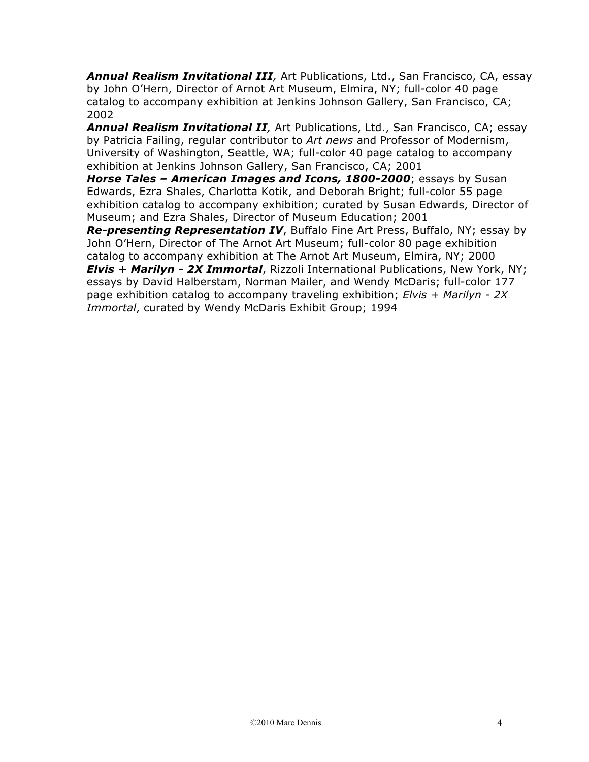***Annual Realism Invitational III**,* Art Publications, Ltd., San Francisco, CA, essay by John O'Hern, Director of Arnot Art Museum, Elmira, NY; full-color 40 page catalog to accompany exhibition at Jenkins Johnson Gallery, San Francisco, CA; 2002

***Annual Realism Invitational II**,* Art Publications, Ltd., San Francisco, CA; essay by Patricia Failing, regular contributor to *Art news* and Professor of Modernism, University of Washington, Seattle, WA; full-color 40 page catalog to accompany exhibition at Jenkins Johnson Gallery, San Francisco, CA; 2001

***Horse Tales – American Images and Icons, 1800-2000***; essays by Susan Edwards, Ezra Shales, Charlotta Kotik, and Deborah Bright; full-color 55 page exhibition catalog to accompany exhibition; curated by Susan Edwards, Director of Museum; and Ezra Shales, Director of Museum Education; 2001

***Re-presenting Representation IV***, Buffalo Fine Art Press, Buffalo, NY; essay by John O'Hern, Director of The Arnot Art Museum; full-color 80 page exhibition catalog to accompany exhibition at The Arnot Art Museum, Elmira, NY; 2000

***Elvis + Marilyn - 2X Immortal***, Rizzoli International Publications, New York, NY; essays by David Halberstam, Norman Mailer, and Wendy McDaris; full-color 177 page exhibition catalog to accompany traveling exhibition; *Elvis + Marilyn - 2X Immortal*, curated by Wendy McDaris Exhibit Group; 1994